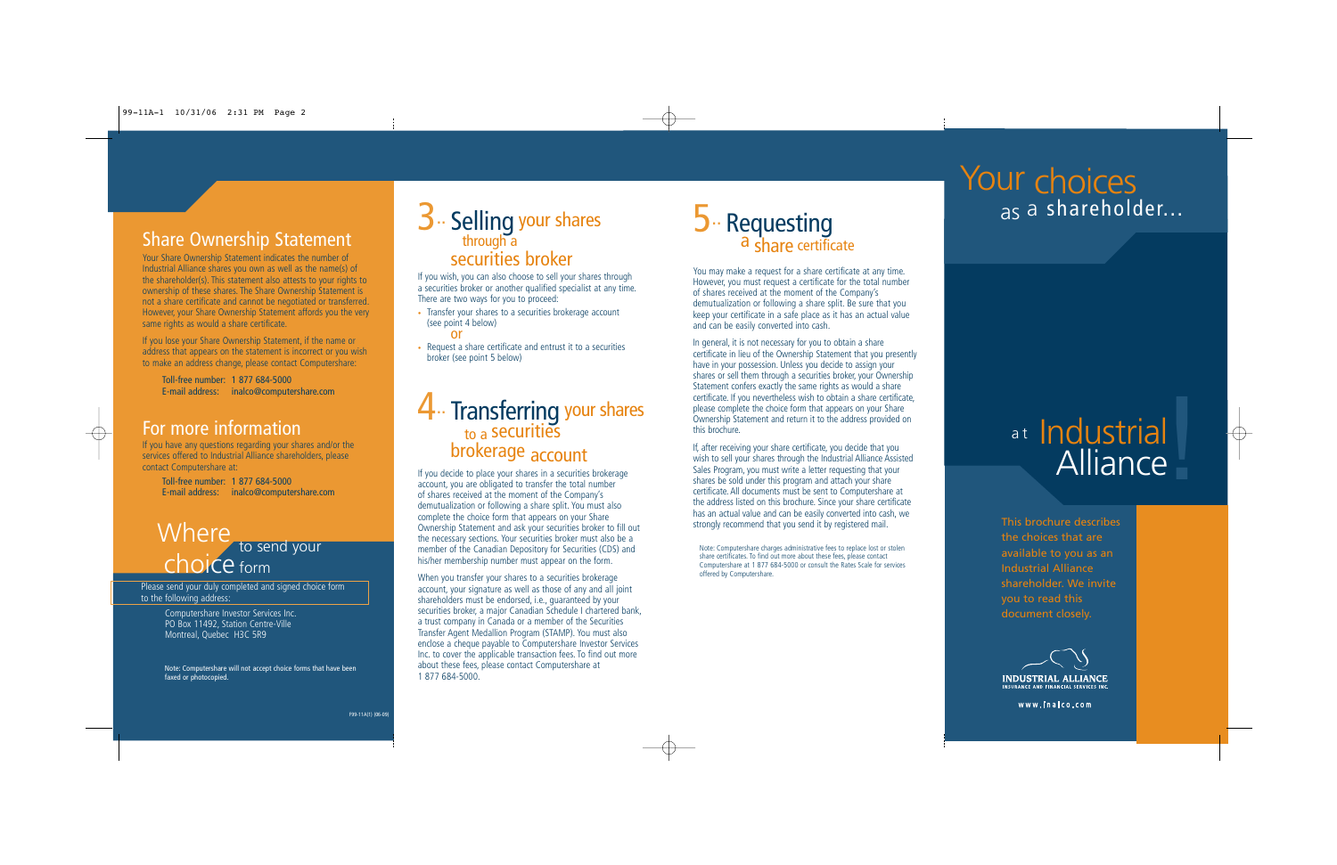## Share Ownership Statement

Your Share Ownership Statement indicates the number of Industrial Alliance shares you own as well as the name(s) of the shareholder(s). This statement also attests to your rights to ownership of these shares. The Share Ownership Statement is not a share certificate and cannot be negotiated or transferred. However, your Share Ownership Statement affords you the very same rights as would a share certificate.

If you lose your Share Ownership Statement, if the name or address that appears on the statement is incorrect or you wish to make an address change, please contact Computershare:

Toll-free number: 1 877 684-5000
E-mail address: inalco@computershare.com

## For more information

If you have any questions regarding your shares and/or the services offered to Industrial Alliance shareholders, please contact Computershare at:

Toll-free number: 1 877 684-5000
E-mail address: inalco@computershare.com

## Where to send your choice form

Please send your duly completed and signed choice form to the following address:

Computershare Investor Services Inc.
PO Box 11492, Station Centre-Ville
Montreal, Quebec H3C 5R9

Note: Computershare will not accept choice forms that have been faxed or photocopied.

F99-11A(1) (06-09)

## 3.. Selling your shares through a securities broker

If you wish, you can also choose to sell your shares through a securities broker or another qualified specialist at any time. There are two ways for you to proceed:

- Transfer your shares to a securities brokerage account (see point 4 below)

  or
- Request a share certificate and entrust it to a securities broker (see point 5 below)

## 4.. Transferring your shares to a securities brokerage account

If you decide to place your shares in a securities brokerage account, you are obligated to transfer the total number of shares received at the moment of the Company's demutualization or following a share split. You must also complete the choice form that appears on your Share Ownership Statement and ask your securities broker to fill out the necessary sections. Your securities broker must also be a member of the Canadian Depository for Securities (CDS) and his/her membership number must appear on the form.

When you transfer your shares to a securities brokerage account, your signature as well as those of any and all joint shareholders must be endorsed, i.e., guaranteed by your securities broker, a major Canadian Schedule I chartered bank, a trust company in Canada or a member of the Securities Transfer Agent Medallion Program (STAMP). You must also enclose a cheque payable to Computershare Investor Services Inc. to cover the applicable transaction fees. To find out more about these fees, please contact Computershare at 1 877 684-5000.

## 5.. Requesting a share certificate

You may make a request for a share certificate at any time. However, you must request a certificate for the total number of shares received at the moment of the Company's demutualization or following a share split. Be sure that you keep your certificate in a safe place as it has an actual value and can be easily converted into cash.

In general, it is not necessary for you to obtain a share certificate in lieu of the Ownership Statement that you presently have in your possession. Unless you decide to assign your shares or sell them through a securities broker, your Ownership Statement confers exactly the same rights as would a share certificate. If you nevertheless wish to obtain a share certificate, please complete the choice form that appears on your Share Ownership Statement and return it to the address provided on this brochure.

If, after receiving your share certificate, you decide that you wish to sell your shares through the Industrial Alliance Assisted Sales Program, you must write a letter requesting that your shares be sold under this program and attach your share certificate. All documents must be sent to Computershare at the address listed on this brochure. Since your share certificate has an actual value and can be easily converted into cash, we strongly recommend that you send it by registered mail.

Note: Computershare charges administrative fees to replace lost or stolen share certificates. To find out more about these fees, please contact Computershare at 1 877 684-5000 or consult the Rates Scale for services offered by Computershare.

# Your choices as a shareholder...

# at Industrial Alliance!

This brochure describes the choices that are available to you as an Industrial Alliance shareholder. We invite you to read this document closely.

INDUSTRIAL ALLIANCE
INSURANCE AND FINANCIAL SERVICES INC.

www.inalco.com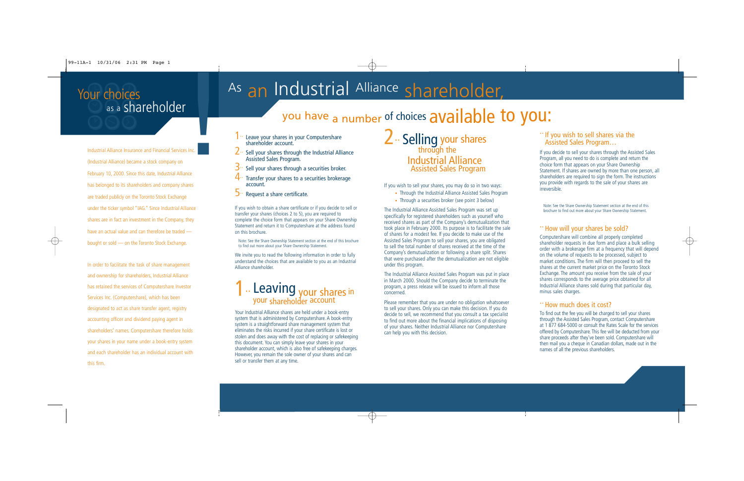# Your choices as a shareholder

Industrial Alliance Insurance and Financial Services Inc. (Industrial Alliance) became a stock company on February 10, 2000. Since this date, Industrial Alliance has belonged to its shareholders and company shares are traded publicly on the Toronto Stock Exchange under the ticker symbol "IAG." Since Industrial Alliance shares are in fact an investment in the Company, they have an actual value and can therefore be traded — bought or sold — on the Toronto Stock Exchange.

In order to facilitate the task of share management and ownership for shareholders, Industrial Alliance has retained the services of Computershare Investor Services Inc. (Computershare), which has been designated to act as share transfer agent, registry accounting officer and dividend paying agent in shareholders' names. Computershare therefore holds your shares in your name under a book-entry system and each shareholder has an individual account with this firm.

# As an Industrial Alliance shareholder, you have a number of choices available to you:

1. Leave your shares in your Computershare shareholder account.
2. Sell your shares through the Industrial Alliance Assisted Sales Program.
3. Sell your shares through a securities broker.
4. Transfer your shares to a securities brokerage account.
5. Request a share certificate.

If you wish to obtain a share certificate or if you decide to sell or transfer your shares (choices 2 to 5), you are required to complete the choice form that appears on your Share Ownership Statement and return it to Computershare at the address found on this brochure.

Note: See the Share Ownership Statement section at the end of this brochure to find out more about your Share Ownership Statement.

We invite you to read the following information in order to fully understand the choices that are available to you as an Industrial Alliance shareholder.

## 1 .. Leaving your shares in your shareholder account

Your Industrial Alliance shares are held under a book-entry system that is administered by Computershare. A book-entry system is a share transfer management system that eliminates the risks incurred if your share certificate is lost or stolen and does away with the cost of replacing or safekeeping this document. You can simply leave your shares in your shareholder account, which is also free of safekeeping charges. However, you remain the sole owner of your shares and can sell or transfer them at any time.

## 2 .. Selling your shares through the Industrial Alliance Assisted Sales Program

If you wish to sell your shares, you may do so in two ways:

- Through the Industrial Alliance Assisted Sales Program
- Through a securities broker (see point 3 below)

The Industrial Alliance Assisted Sales Program was set up specifically for registered shareholders such as yourself who received shares as part of the Company's demutualization that took place in February 2000. Its purpose is to facilitate the sale of shares for a modest fee. If you decide to make use of the Assisted Sales Program to sell your shares, you are obligated to sell the total number of shares received at the time of the Company's demutualization or following a share split. Shares that were purchased after the demutualization are not eligible under this program.

The Industrial Alliance Assisted Sales Program was put in place in March 2000. Should the Company decide to terminate the program, a press release will be issued to inform all those concerned.

Please remember that you are under no obligation whatsoever to sell your shares. Only you can make this decision. If you do decide to sell, we recommend that you consult a tax specialist to find out more about the financial implications of disposing of your shares. Neither Industrial Alliance nor Computershare can help you with this decision.

### .. If you wish to sell shares via the Assisted Sales Program…

If you decide to sell your shares through the Assisted Sales Program, all you need to do is complete and return the choice form that appears on your Share Ownership Statement. If shares are owned by more than one person, all shareholders are required to sign the form. The instructions you provide with regards to the sale of your shares are irreversible.

Note: See the Share Ownership Statement section at the end of this brochure to find out more about your Share Ownership Statement.

### .. How will your shares be sold?

Computershare will combine all properly completed shareholder requests in due form and place a bulk selling order with a brokerage firm at a frequency that will depend on the volume of requests to be processed, subject to market conditions. The firm will then proceed to sell the shares at the current market price on the Toronto Stock Exchange. The amount you receive from the sale of your shares corresponds to the average price obtained for all Industrial Alliance shares sold during that particular day, minus sales charges.

### .. How much does it cost?

To find out the fee you will be charged to sell your shares through the Assisted Sales Program, contact Computershare at 1 877 684-5000 or consult the Rates Scale for the services offered by Computershare. This fee will be deducted from your share proceeds after they've been sold. Computershare will then mail you a cheque in Canadian dollars, made out in the names of all the previous shareholders.